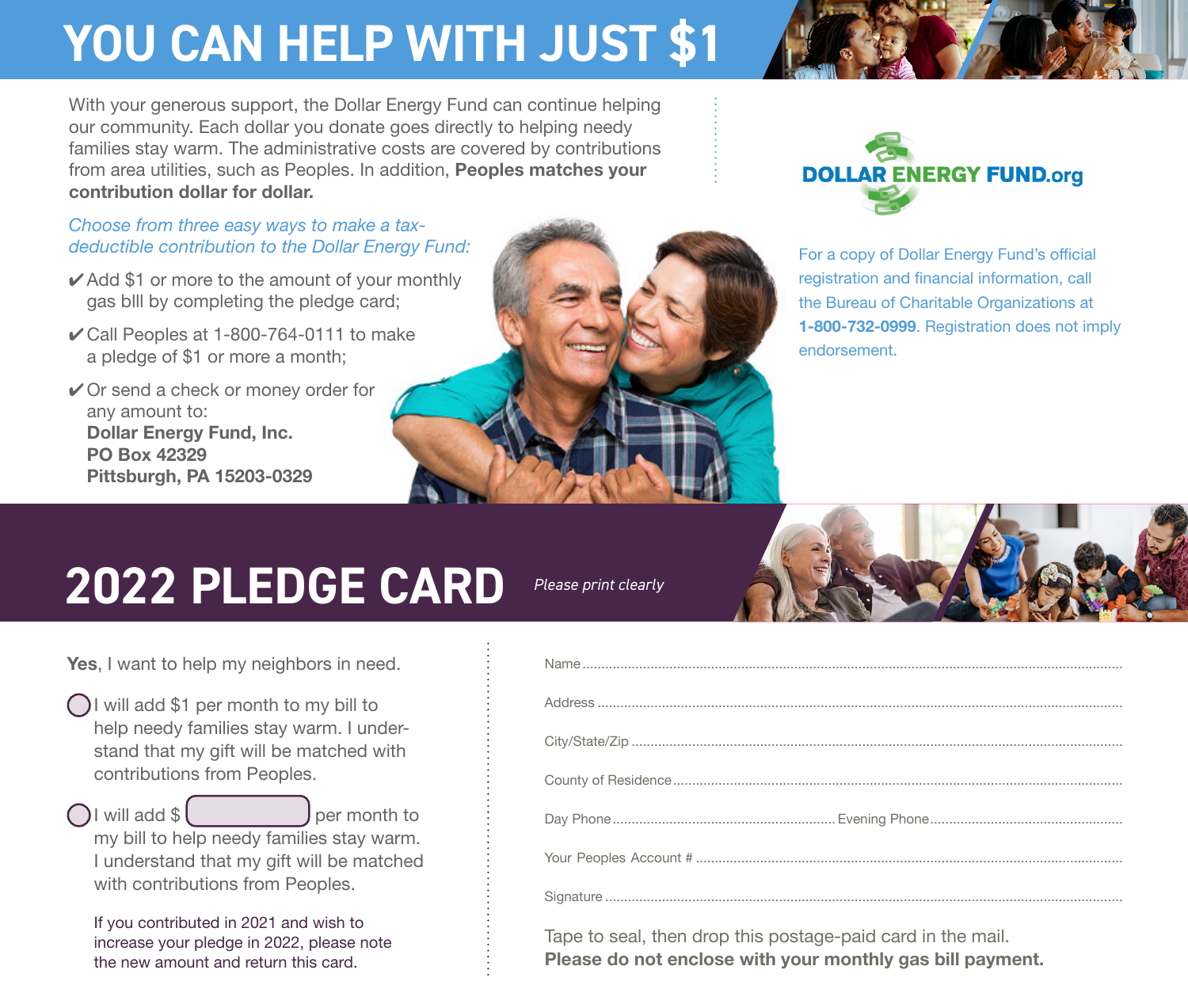# YOU CAN HELP WITH JUST $1

With your generous support, the Dollar Energy Fund can continue helping our community. Each dollar you donate goes directly to helping needy families stay warm. The administrative costs are covered by contributions from area utilities, such as Peoples. In addition, **Peoples matches your contribution dollar for dollar.**

*Choose from three easy ways to make a tax-deductible contribution to the Dollar Energy Fund:*

- ✔ Add $1 or more to the amount of your monthly gas blll by completing the pledge card;
- ✔ Call Peoples at 1-800-764-0111 to make a pledge of $1 or more a month;
- ✔ Or send a check or money order for any amount to:
  **Dollar Energy Fund, Inc.**
  **PO Box 42329**
  **Pittsburgh, PA 15203-0329**

DOLLAR ENERGY FUND.org

For a copy of Dollar Energy Fund's official registration and financial information, call the Bureau of Charitable Organizations at **1-800-732-0999**. Registration does not imply endorsement.

# 2022 PLEDGE CARD

*Please print clearly*

**Yes**, I want to help my neighbors in need.

◯ I will add $1 per month to my bill to help needy families stay warm. I understand that my gift will be matched with contributions from Peoples.

◯ I will add $ __________ per month to my bill to help needy families stay warm. I understand that my gift will be matched with contributions from Peoples.

If you contributed in 2021 and wish to increase your pledge in 2022, please note the new amount and return this card.

Name ..........................................................

Address ..........................................................

City/State/Zip ..........................................................

County of Residence ..........................................................

Day Phone .................................... Evening Phone ....................................

Your Peoples Account # ..........................................................

Signature ..........................................................

Tape to seal, then drop this postage-paid card in the mail.
**Please do not enclose with your monthly gas bill payment.**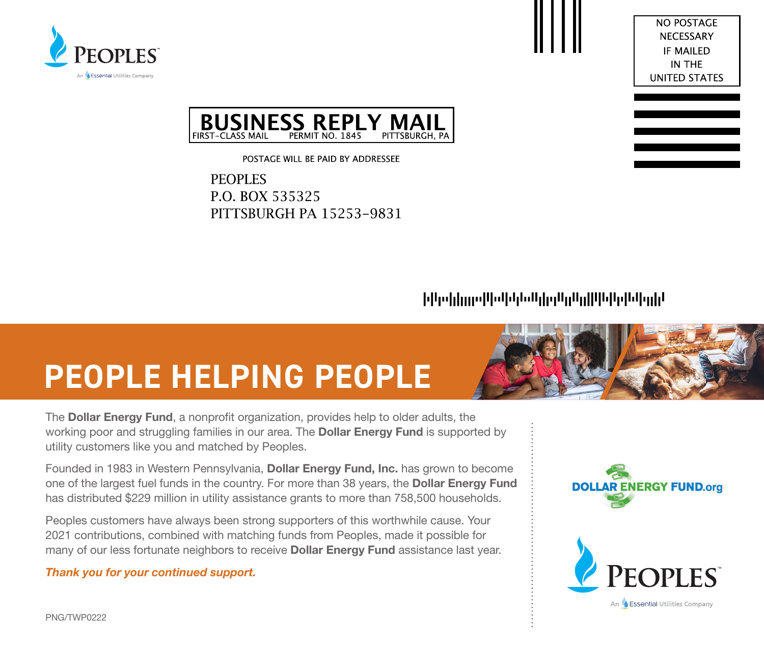PEOPLES

An Essential Utilities Company

NO POSTAGE NECESSARY IF MAILED IN THE UNITED STATES

**BUSINESS REPLY MAIL**

FIRST-CLASS MAIL PERMIT NO. 1845 PITTSBURGH, PA

POSTAGE WILL BE PAID BY ADDRESSEE

PEOPLES
P.O. BOX 535325
PITTSBURGH PA 15253-9831

# PEOPLE HELPING PEOPLE

The **Dollar Energy Fund**, a nonprofit organization, provides help to older adults, the working poor and struggling families in our area. The **Dollar Energy Fund** is supported by utility customers like you and matched by Peoples.

Founded in 1983 in Western Pennsylvania, **Dollar Energy Fund, Inc.** has grown to become one of the largest fuel funds in the country. For more than 38 years, the **Dollar Energy Fund** has distributed $229 million in utility assistance grants to more than 758,500 households.

Peoples customers have always been strong supporters of this worthwhile cause. Your 2021 contributions, combined with matching funds from Peoples, made it possible for many of our less fortunate neighbors to receive **Dollar Energy Fund** assistance last year.

***Thank you for your continued support.***

DOLLAR ENERGY FUND.org

PEOPLES

An Essential Utilities Company

PNG/TWP0222